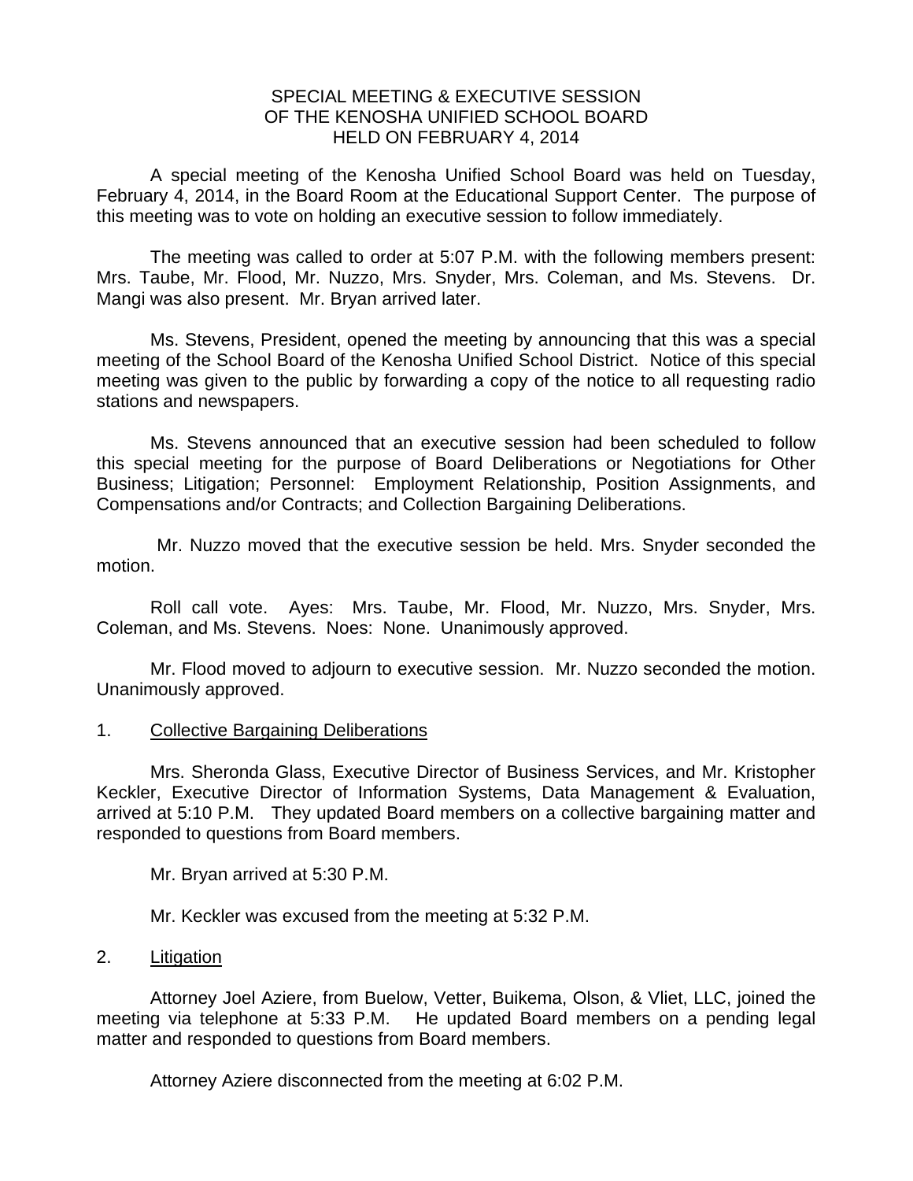# SPECIAL MEETING & EXECUTIVE SESSION OF THE KENOSHA UNIFIED SCHOOL BOARD HELD ON FEBRUARY 4, 2014

A special meeting of the Kenosha Unified School Board was held on Tuesday, February 4, 2014, in the Board Room at the Educational Support Center. The purpose of this meeting was to vote on holding an executive session to follow immediately.

The meeting was called to order at 5:07 P.M. with the following members present: Mrs. Taube, Mr. Flood, Mr. Nuzzo, Mrs. Snyder, Mrs. Coleman, and Ms. Stevens. Dr. Mangi was also present. Mr. Bryan arrived later.

Ms. Stevens, President, opened the meeting by announcing that this was a special meeting of the School Board of the Kenosha Unified School District. Notice of this special meeting was given to the public by forwarding a copy of the notice to all requesting radio stations and newspapers.

Ms. Stevens announced that an executive session had been scheduled to follow this special meeting for the purpose of Board Deliberations or Negotiations for Other Business; Litigation; Personnel: Employment Relationship, Position Assignments, and Compensations and/or Contracts; and Collection Bargaining Deliberations.

Mr. Nuzzo moved that the executive session be held. Mrs. Snyder seconded the motion.

Roll call vote. Ayes: Mrs. Taube, Mr. Flood, Mr. Nuzzo, Mrs. Snyder, Mrs. Coleman, and Ms. Stevens. Noes: None. Unanimously approved.

Mr. Flood moved to adjourn to executive session. Mr. Nuzzo seconded the motion. Unanimously approved.

1. Collective Bargaining Deliberations

Mrs. Sheronda Glass, Executive Director of Business Services, and Mr. Kristopher Keckler, Executive Director of Information Systems, Data Management & Evaluation, arrived at 5:10 P.M. They updated Board members on a collective bargaining matter and responded to questions from Board members.

Mr. Bryan arrived at 5:30 P.M.

Mr. Keckler was excused from the meeting at 5:32 P.M.

2. Litigation

Attorney Joel Aziere, from Buelow, Vetter, Buikema, Olson, & Vliet, LLC, joined the meeting via telephone at 5:33 P.M. He updated Board members on a pending legal matter and responded to questions from Board members.

Attorney Aziere disconnected from the meeting at 6:02 P.M.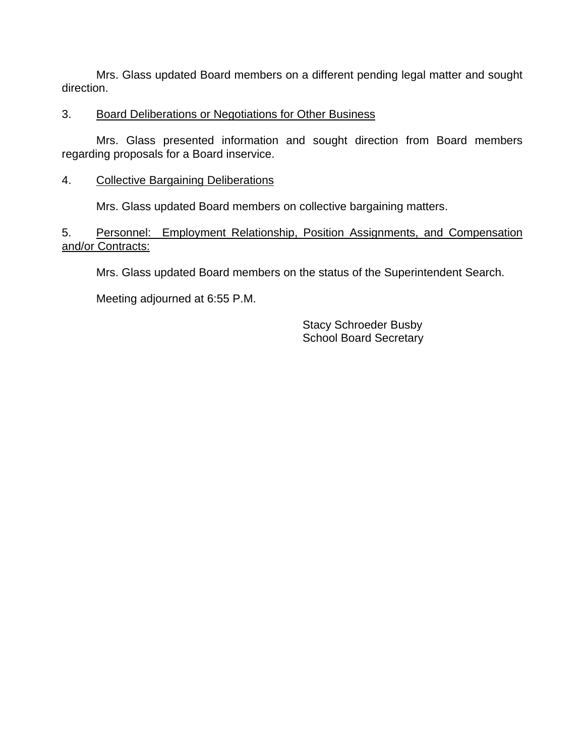Mrs. Glass updated Board members on a different pending legal matter and sought direction.

3. <u>Board Deliberations or Negotiations for Other Business</u>

Mrs. Glass presented information and sought direction from Board members regarding proposals for a Board inservice.

4. <u>Collective Bargaining Deliberations</u>

Mrs. Glass updated Board members on collective bargaining matters.

5. <u>Personnel: Employment Relationship, Position Assignments, and Compensation and/or Contracts:</u>

Mrs. Glass updated Board members on the status of the Superintendent Search.

Meeting adjourned at 6:55 P.M.

Stacy Schroeder Busby
School Board Secretary